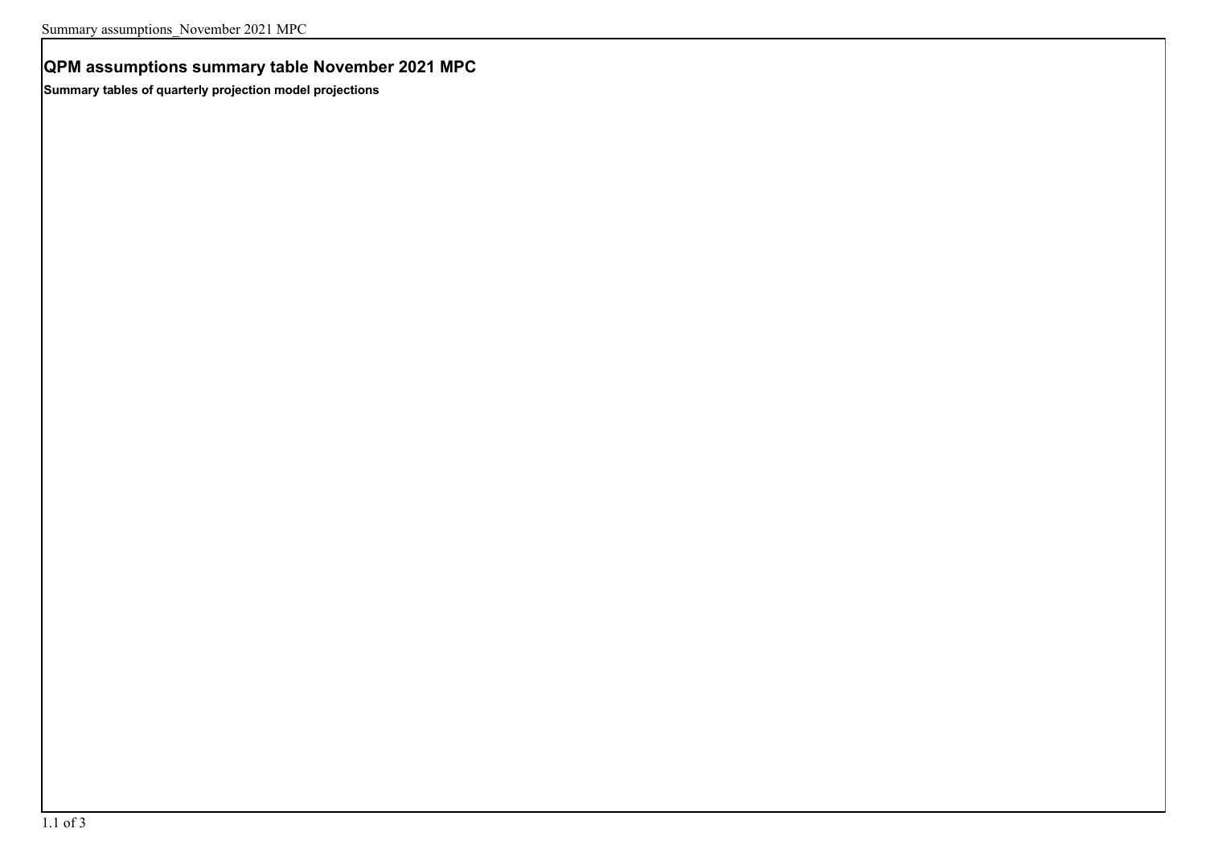## QPM assumptions summary table November 2021 MPC

**Summary tables of quarterly projection model projections**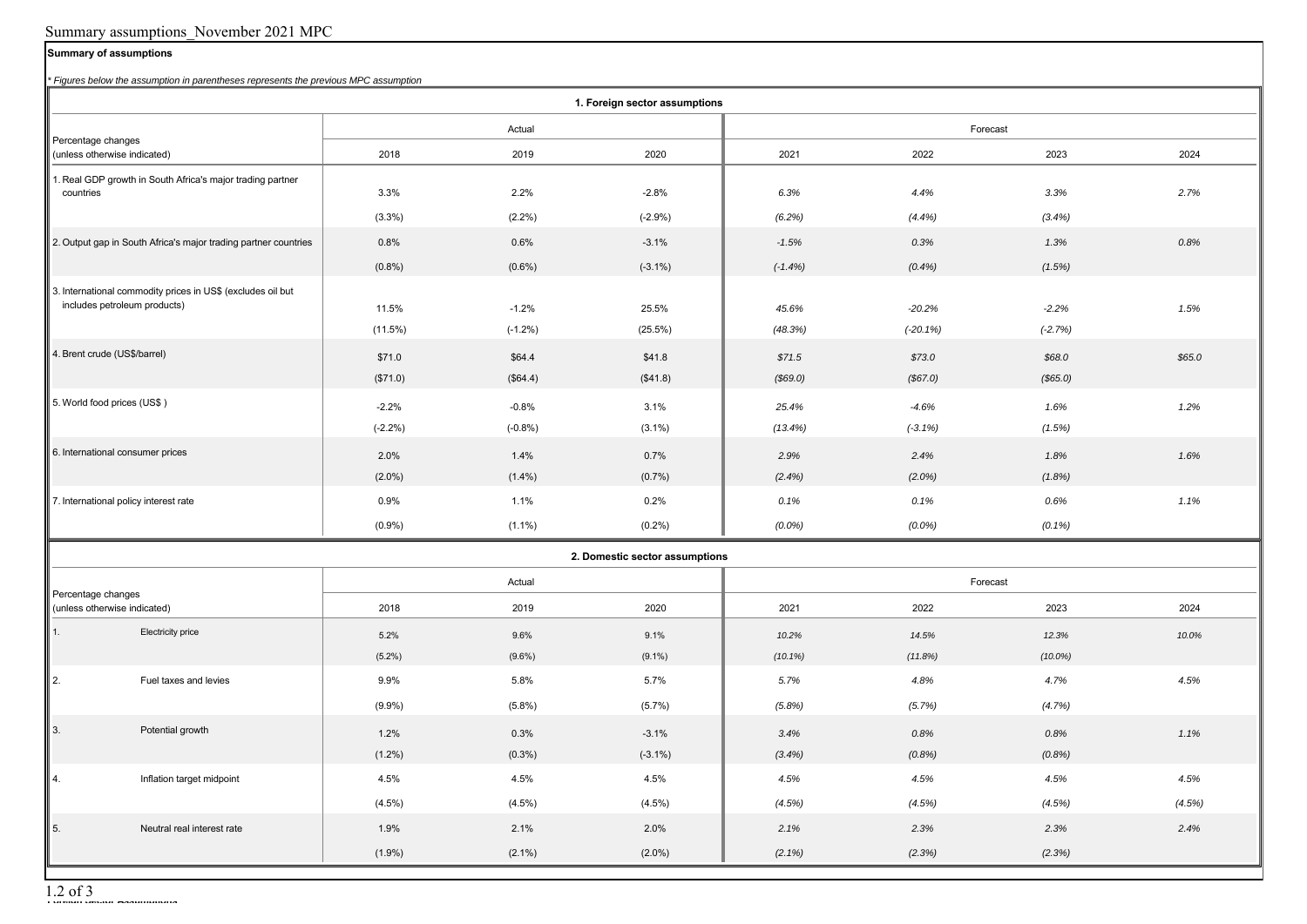Summary assumptions_November 2021 MPC

**Summary of assumptions**

*\* Figures below the assumption in parentheses represents the previous MPC assumption*

**1. Foreign sector assumptions**

| Percentage changes (unless otherwise indicated) | Actual | | | Forecast | | | |
|---|---|---|---|---|---|---|---|
| | 2018 | 2019 | 2020 | 2021 | 2022 | 2023 | 2024 |
| 1. Real GDP growth in South Africa's major trading partner countries | 3.3% | 2.2% | -2.8% | *6.3%* | *4.4%* | *3.3%* | *2.7%* |
| | (3.3%) | (2.2%) | (-2.9%) | *(6.2%)* | *(4.4%)* | *(3.4%)* | |
| 2. Output gap in South Africa's major trading partner countries | 0.8% | 0.6% | -3.1% | *-1.5%* | *0.3%* | *1.3%* | *0.8%* |
| | (0.8%) | (0.6%) | (-3.1%) | *(-1.4%)* | *(0.4%)* | *(1.5%)* | |
| 3. International commodity prices in US$ (excludes oil but includes petroleum products) | 11.5% | -1.2% | 25.5% | *45.6%* | *-20.2%* | *-2.2%* | *1.5%* |
| | (11.5%) | (-1.2%) | (25.5%) | *(48.3%)* | *(-20.1%)* | *(-2.7%)* | |
| 4. Brent crude (US$/barrel) | $71.0 | $64.4 | $41.8 | *$71.5* | *$73.0* | *$68.0* | *$65.0* |
| | ($71.0) | ($64.4) | ($41.8) | *($69.0)* | *($67.0)* | *($65.0)* | |
| 5. World food prices (US$ ) | -2.2% | -0.8% | 3.1% | *25.4%* | *-4.6%* | *1.6%* | *1.2%* |
| | (-2.2%) | (-0.8%) | (3.1%) | *(13.4%)* | *(-3.1%)* | *(1.5%)* | |
| 6. International consumer prices | 2.0% | 1.4% | 0.7% | *2.9%* | *2.4%* | *1.8%* | *1.6%* |
| | (2.0%) | (1.4%) | (0.7%) | *(2.4%)* | *(2.0%)* | *(1.8%)* | |
| 7. International policy interest rate | 0.9% | 1.1% | 0.2% | *0.1%* | *0.1%* | *0.6%* | *1.1%* |
| | (0.9%) | (1.1%) | (0.2%) | *(0.0%)* | *(0.0%)* | *(0.1%)* | |

**2. Domestic sector assumptions**

| Percentage changes (unless otherwise indicated) | Actual | | | Forecast | | | |
|---|---|---|---|---|---|---|---|
| | 2018 | 2019 | 2020 | 2021 | 2022 | 2023 | 2024 |
| 1. Electricity price | 5.2% | 9.6% | 9.1% | *10.2%* | *14.5%* | *12.3%* | *10.0%* |
| | (5.2%) | (9.6%) | (9.1%) | *(10.1%)* | *(11.8%)* | *(10.0%)* | |
| 2. Fuel taxes and levies | 9.9% | 5.8% | 5.7% | *5.7%* | *4.8%* | *4.7%* | *4.5%* |
| | (9.9%) | (5.8%) | (5.7%) | *(5.8%)* | *(5.7%)* | *(4.7%)* | |
| 3. Potential growth | 1.2% | 0.3% | -3.1% | *3.4%* | *0.8%* | *0.8%* | *1.1%* |
| | (1.2%) | (0.3%) | (-3.1%) | *(3.4%)* | *(0.8%)* | *(0.8%)* | |
| 4. Inflation target midpoint | 4.5% | 4.5% | 4.5% | *4.5%* | *4.5%* | *4.5%* | *4.5%* |
| | (4.5%) | (4.5%) | (4.5%) | *(4.5%)* | *(4.5%)* | *(4.5%)* | *(4.5%)* |
| 5. Neutral real interest rate | 1.9% | 2.1% | 2.0% | *2.1%* | *2.3%* | *2.3%* | *2.4%* |
| | (1.9%) | (2.1%) | (2.0%) | *(2.1%)* | *(2.3%)* | *(2.3%)* | |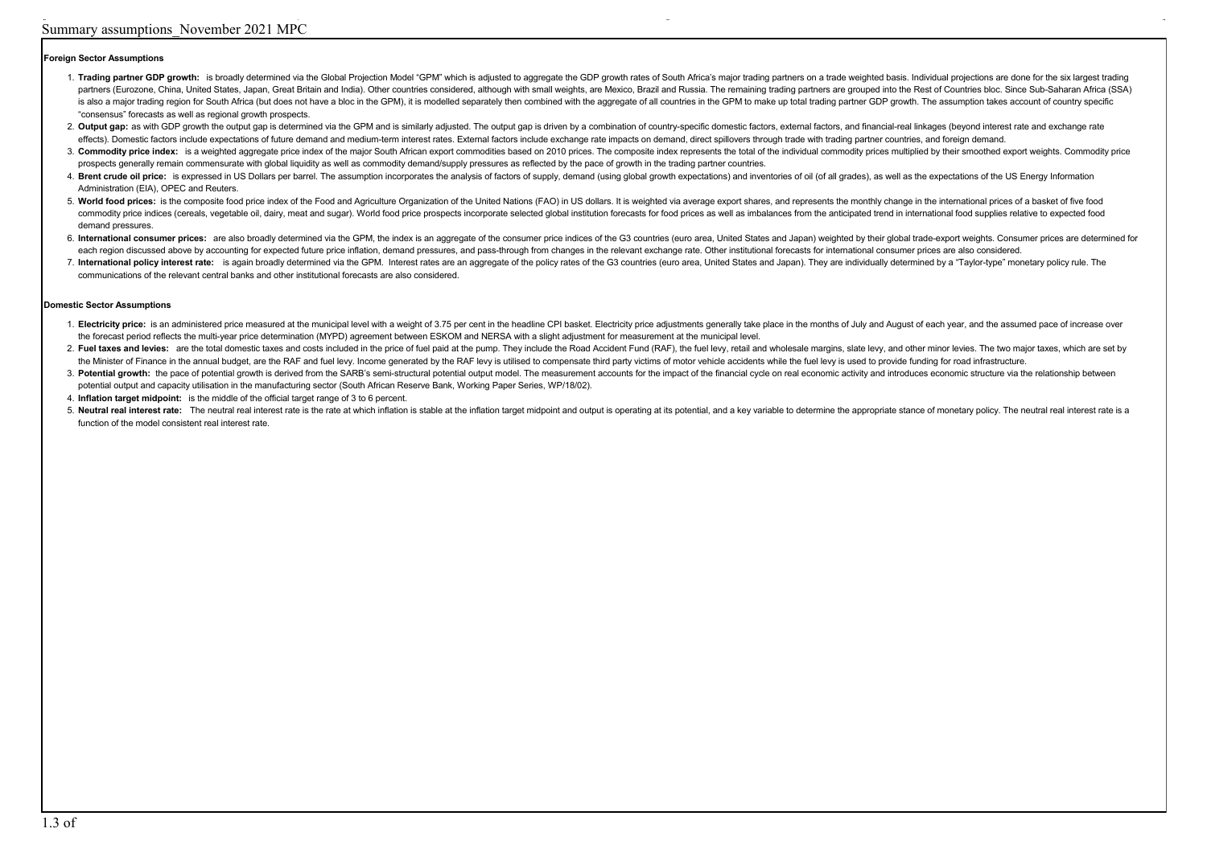# Summary assumptions_November 2021 MPC

**Foreign Sector Assumptions**

1. **Trading partner GDP growth:** is broadly determined via the Global Projection Model "GPM" which is adjusted to aggregate the GDP growth rates of South Africa's major trading partners on a trade weighted basis. Individual projections are done for the six largest trading partners (Eurozone, China, United States, Japan, Great Britain and India). Other countries considered, although with small weights, are Mexico, Brazil and Russia. The remaining trading partners are grouped into the Rest of Countries bloc. Since Sub-Saharan Africa (SSA) is also a major trading region for South Africa (but does not have a bloc in the GPM), it is modelled separately then combined with the aggregate of all countries in the GPM to make up total trading partner GDP growth. The assumption takes account of country specific "consensus" forecasts as well as regional growth prospects.
2. **Output gap:** as with GDP growth the output gap is determined via the GPM and is similarly adjusted. The output gap is driven by a combination of country-specific domestic factors, external factors, and financial-real linkages (beyond interest rate and exchange rate effects). Domestic factors include expectations of future demand and medium-term interest rates. External factors include exchange rate impacts on demand, direct spillovers through trade with trading partner countries, and foreign demand.
3. **Commodity price index:** is a weighted aggregate price index of the major South African export commodities based on 2010 prices. The composite index represents the total of the individual commodity prices multiplied by their smoothed export weights. Commodity price prospects generally remain commensurate with global liquidity as well as commodity demand/supply pressures as reflected by the pace of growth in the trading partner countries.
4. **Brent crude oil price:** is expressed in US Dollars per barrel. The assumption incorporates the analysis of factors of supply, demand (using global growth expectations) and inventories of oil (of all grades), as well as the expectations of the US Energy Information Administration (EIA), OPEC and Reuters.
5. **World food prices:** is the composite food price index of the Food and Agriculture Organization of the United Nations (FAO) in US dollars. It is weighted via average export shares, and represents the monthly change in the international prices of a basket of five food commodity price indices (cereals, vegetable oil, dairy, meat and sugar). World food price prospects incorporate selected global institution forecasts for food prices as well as imbalances from the anticipated trend in international food supplies relative to expected food demand pressures.
6. **International consumer prices:** are also broadly determined via the GPM, the index is an aggregate of the consumer price indices of the G3 countries (euro area, United States and Japan) weighted by their global trade-export weights. Consumer prices are determined for each region discussed above by accounting for expected future price inflation, demand pressures, and pass-through from changes in the relevant exchange rate. Other institutional forecasts for international consumer prices are also considered.
7. **International policy interest rate:** is again broadly determined via the GPM. Interest rates are an aggregate of the policy rates of the G3 countries (euro area, United States and Japan). They are individually determined by a "Taylor-type" monetary policy rule. The communications of the relevant central banks and other institutional forecasts are also considered.

**Domestic Sector Assumptions**

1. **Electricity price:** is an administered price measured at the municipal level with a weight of 3.75 per cent in the headline CPI basket. Electricity price adjustments generally take place in the months of July and August of each year, and the assumed pace of increase over the forecast period reflects the multi-year price determination (MYPD) agreement between ESKOM and NERSA with a slight adjustment for measurement at the municipal level.
2. **Fuel taxes and levies:** are the total domestic taxes and costs included in the price of fuel paid at the pump. They include the Road Accident Fund (RAF), the fuel levy, retail and wholesale margins, slate levy, and other minor levies. The two major taxes, which are set by the Minister of Finance in the annual budget, are the RAF and fuel levy. Income generated by the RAF levy is utilised to compensate third party victims of motor vehicle accidents while the fuel levy is used to provide funding for road infrastructure.
3. **Potential growth:** the pace of potential growth is derived from the SARB's semi-structural potential output model. The measurement accounts for the impact of the financial cycle on real economic activity and introduces economic structure via the relationship between potential output and capacity utilisation in the manufacturing sector (South African Reserve Bank, Working Paper Series, WP/18/02).
4. **Inflation target midpoint:** is the middle of the official target range of 3 to 6 percent.
5. **Neutral real interest rate:** The neutral real interest rate is the rate at which inflation is stable at the inflation target midpoint and output is operating at its potential, and a key variable to determine the appropriate stance of monetary policy. The neutral real interest rate is a function of the model consistent real interest rate.